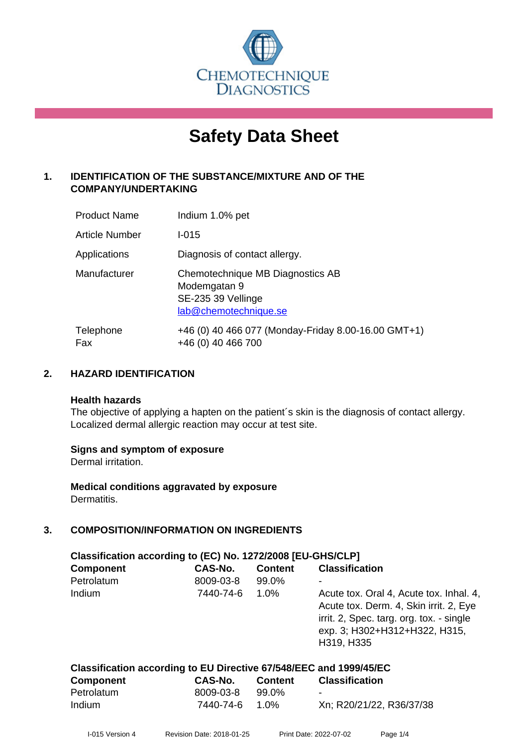CHEMOTECHNIQUE DIAGNOSTICS

# Safety Data Sheet

## 1. IDENTIFICATION OF THE SUBSTANCE/MIXTURE AND OF THE COMPANY/UNDERTAKING

| | |
|---|---|
| Product Name | Indium 1.0% pet |
| Article Number | I-015 |
| Applications | Diagnosis of contact allergy. |
| Manufacturer | Chemotechnique MB Diagnostics AB<br>Modemgatan 9<br>SE-235 39 Vellinge<br>lab@chemotechnique.se |
| Telephone<br>Fax | +46 (0) 40 466 077 (Monday-Friday 8.00-16.00 GMT+1)<br>+46 (0) 40 466 700 |

## 2. HAZARD IDENTIFICATION

**Health hazards**

The objective of applying a hapten on the patient´s skin is the diagnosis of contact allergy. Localized dermal allergic reaction may occur at test site.

**Signs and symptom of exposure**

Dermal irritation.

**Medical conditions aggravated by exposure**

Dermatitis.

## 3. COMPOSITION/INFORMATION ON INGREDIENTS

**Classification according to (EC) No. 1272/2008 [EU-GHS/CLP]**

| Component | CAS-No. | Content | Classification |
|---|---|---|---|
| Petrolatum | 8009-03-8 | 99.0% | - |
| Indium | 7440-74-6 | 1.0% | Acute tox. Oral 4, Acute tox. Inhal. 4, Acute tox. Derm. 4, Skin irrit. 2, Eye irrit. 2, Spec. targ. org. tox. - single exp. 3; H302+H312+H322, H315, H319, H335 |

**Classification according to EU Directive 67/548/EEC and 1999/45/EC**

| Component | CAS-No. | Content | Classification |
|---|---|---|---|
| Petrolatum | 8009-03-8 | 99.0% | - |
| Indium | 7440-74-6 | 1.0% | Xn; R20/21/22, R36/37/38 |

I-015 Version 4 Revision Date: 2018-01-25 Print Date: 2022-07-02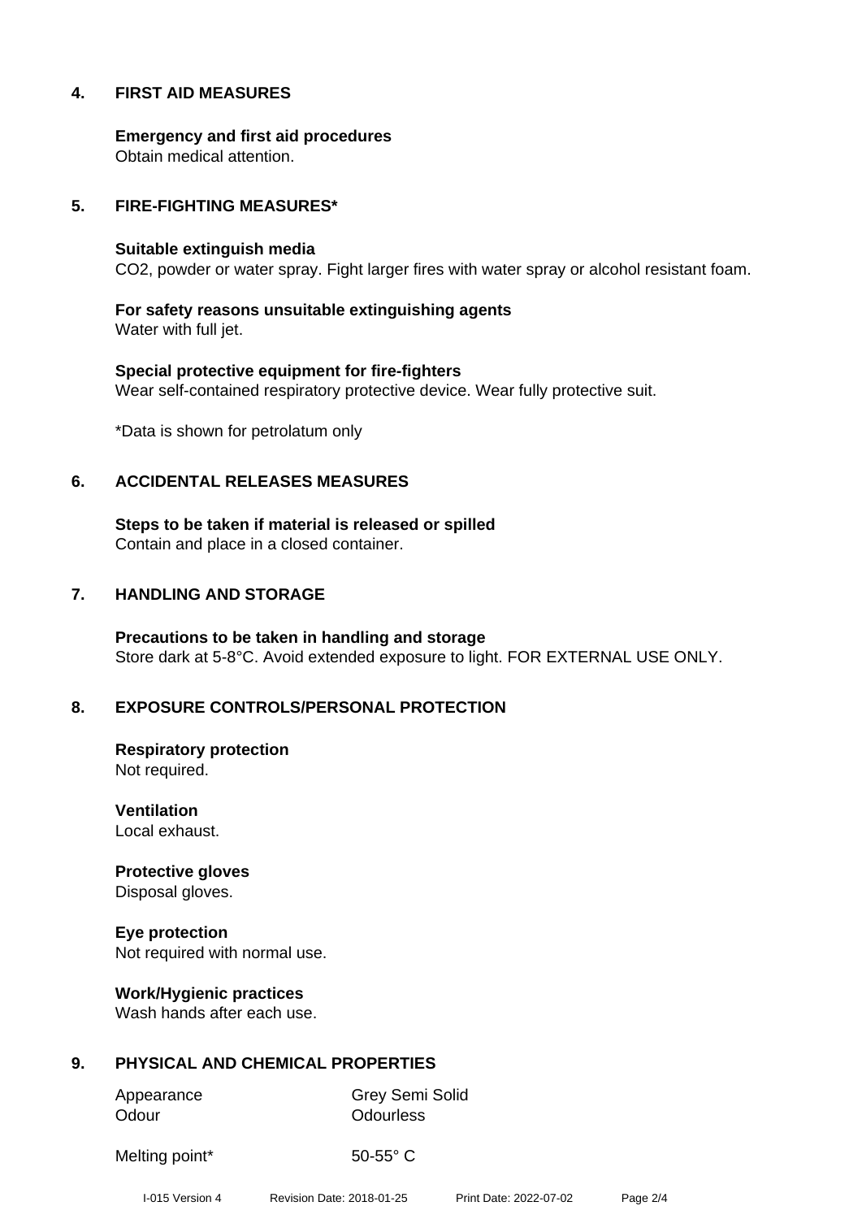## 4. FIRST AID MEASURES

**Emergency and first aid procedures**
Obtain medical attention.

## 5. FIRE-FIGHTING MEASURES*

**Suitable extinguish media**
$CO_2$, powder or water spray. Fight larger fires with water spray or alcohol resistant foam.

**For safety reasons unsuitable extinguishing agents**
Water with full jet.

**Special protective equipment for fire-fighters**
Wear self-contained respiratory protective device. Wear fully protective suit.

*Data is shown for petrolatum only

## 6. ACCIDENTAL RELEASES MEASURES

**Steps to be taken if material is released or spilled**
Contain and place in a closed container.

## 7. HANDLING AND STORAGE

**Precautions to be taken in handling and storage**
Store dark at 5-8°C. Avoid extended exposure to light. FOR EXTERNAL USE ONLY.

## 8. EXPOSURE CONTROLS/PERSONAL PROTECTION

**Respiratory protection**
Not required.

**Ventilation**
Local exhaust.

**Protective gloves**
Disposal gloves.

**Eye protection**
Not required with normal use.

**Work/Hygienic practices**
Wash hands after each use.

## 9. PHYSICAL AND CHEMICAL PROPERTIES

| | |
|---|---|
| Appearance | Grey Semi Solid |
| Odour | Odourless |
| Melting point* | 50-55° C |

I-015 Version 4 Revision Date: 2018-01-25 Print Date: 2022-07-02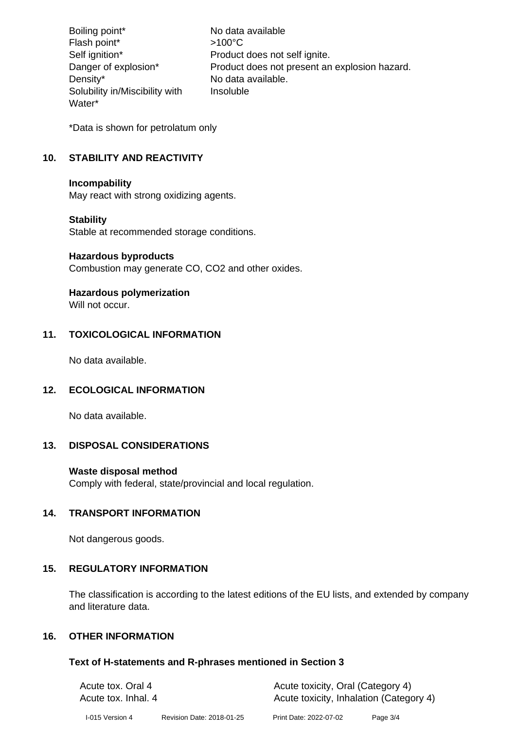| | |
|---|---|
| Boiling point* | No data available |
| Flash point* | >100°C |
| Self ignition* | Product does not self ignite. |
| Danger of explosion* | Product does not present an explosion hazard. |
| Density* | No data available. |
| Solubility in/Miscibility with Water* | Insoluble |

*Data is shown for petrolatum only

## 10. STABILITY AND REACTIVITY

**Incompability**
May react with strong oxidizing agents.

**Stability**
Stable at recommended storage conditions.

**Hazardous byproducts**
Combustion may generate CO, $CO_2$ and other oxides.

**Hazardous polymerization**
Will not occur.

## 11. TOXICOLOGICAL INFORMATION

No data available.

## 12. ECOLOGICAL INFORMATION

No data available.

## 13. DISPOSAL CONSIDERATIONS

**Waste disposal method**
Comply with federal, state/provincial and local regulation.

## 14. TRANSPORT INFORMATION

Not dangerous goods.

## 15. REGULATORY INFORMATION

The classification is according to the latest editions of the EU lists, and extended by company and literature data.

## 16. OTHER INFORMATION

### Text of H-statements and R-phrases mentioned in Section 3

| | |
|---|---|
| Acute tox. Oral 4 | Acute toxicity, Oral (Category 4) |
| Acute tox. Inhal. 4 | Acute toxicity, Inhalation (Category 4) |

I-015 Version 4 Revision Date: 2018-01-25 Print Date: 2022-07-02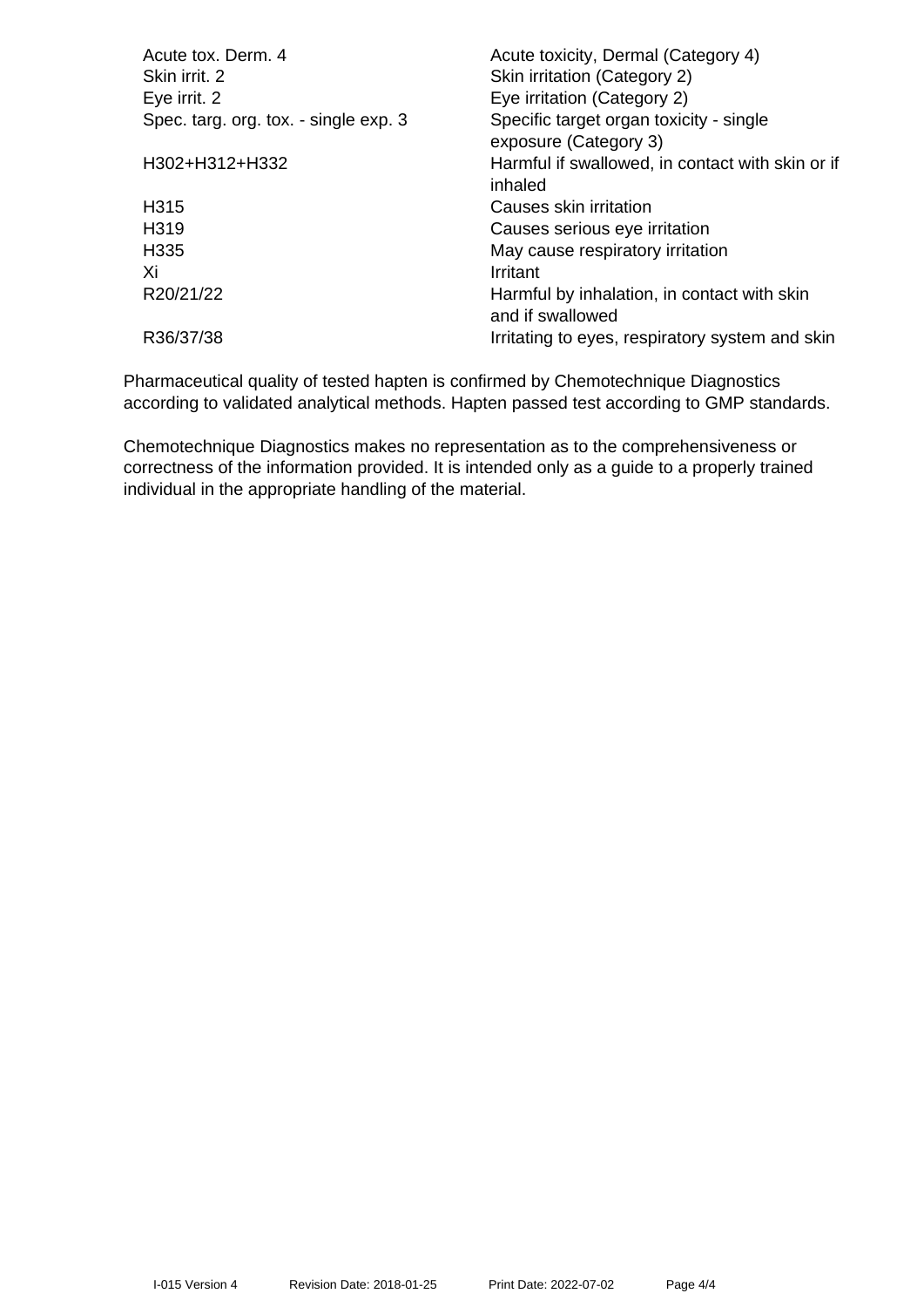| | |
|---|---|
| Acute tox. Derm. 4 | Acute toxicity, Dermal (Category 4) |
| Skin irrit. 2 | Skin irritation (Category 2) |
| Eye irrit. 2 | Eye irritation (Category 2) |
| Spec. targ. org. tox. - single exp. 3 | Specific target organ toxicity - single exposure (Category 3) |
| H302+H312+H332 | Harmful if swallowed, in contact with skin or if inhaled |
| H315 | Causes skin irritation |
| H319 | Causes serious eye irritation |
| H335 | May cause respiratory irritation |
| Xi | Irritant |
| R20/21/22 | Harmful by inhalation, in contact with skin and if swallowed |
| R36/37/38 | Irritating to eyes, respiratory system and skin |

Pharmaceutical quality of tested hapten is confirmed by Chemotechnique Diagnostics according to validated analytical methods. Hapten passed test according to GMP standards.

Chemotechnique Diagnostics makes no representation as to the comprehensiveness or correctness of the information provided. It is intended only as a guide to a properly trained individual in the appropriate handling of the material.

I-015 Version 4 Revision Date: 2018-01-25 Print Date: 2022-07-02